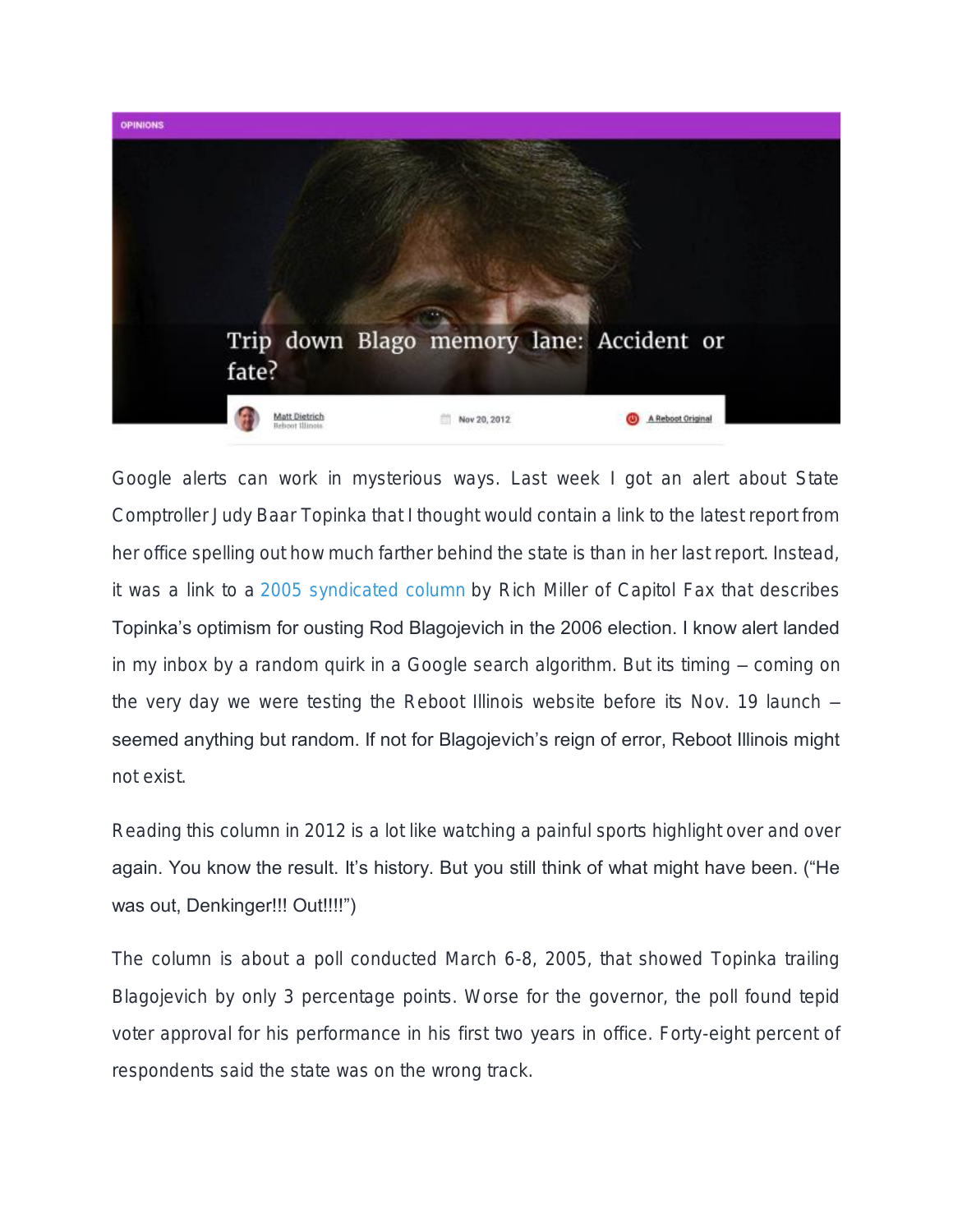OPINIONS

# Trip down Blago memory lane: Accident or fate?

Matt Dietrich
Reboot Illinois

Nov 20, 2012

A Reboot Original

Google alerts can work in mysterious ways. Last week I got an alert about State Comptroller Judy Baar Topinka that I thought would contain a link to the latest report from her office spelling out how much farther behind the state is than in her last report. Instead, it was a link to a 2005 syndicated column by Rich Miller of Capitol Fax that describes Topinka's optimism for ousting Rod Blagojevich in the 2006 election. I know alert landed in my inbox by a random quirk in a Google search algorithm. But its timing – coming on the very day we were testing the Reboot Illinois website before its Nov. 19 launch – seemed anything but random. If not for Blagojevich's reign of error, Reboot Illinois might not exist.

Reading this column in 2012 is a lot like watching a painful sports highlight over and over again. You know the result. It's history. But you still think of what might have been. ("He was out, Denkinger!!! Out!!!!")

The column is about a poll conducted March 6-8, 2005, that showed Topinka trailing Blagojevich by only 3 percentage points. Worse for the governor, the poll found tepid voter approval for his performance in his first two years in office. Forty-eight percent of respondents said the state was on the wrong track.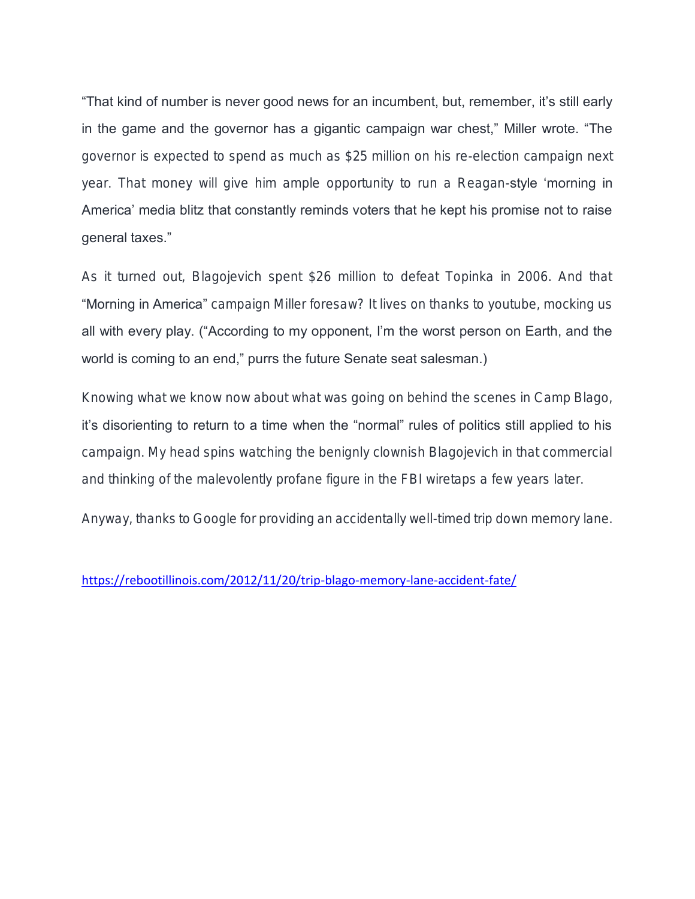"That kind of number is never good news for an incumbent, but, remember, it's still early in the game and the governor has a gigantic campaign war chest," Miller wrote. "The governor is expected to spend as much as $25 million on his re-election campaign next year. That money will give him ample opportunity to run a Reagan-style 'morning in America' media blitz that constantly reminds voters that he kept his promise not to raise general taxes."

As it turned out, Blagojevich spent $26 million to defeat Topinka in 2006. And that "Morning in America" campaign Miller foresaw? It lives on thanks to youtube, mocking us all with every play. ("According to my opponent, I'm the worst person on Earth, and the world is coming to an end," purrs the future Senate seat salesman.)

Knowing what we know now about what was going on behind the scenes in Camp Blago, it's disorienting to return to a time when the "normal" rules of politics still applied to his campaign. My head spins watching the benignly clownish Blagojevich in that commercial and thinking of the malevolently profane figure in the FBI wiretaps a few years later.

Anyway, thanks to Google for providing an accidentally well-timed trip down memory lane.

https://rebootillinois.com/2012/11/20/trip-blago-memory-lane-accident-fate/